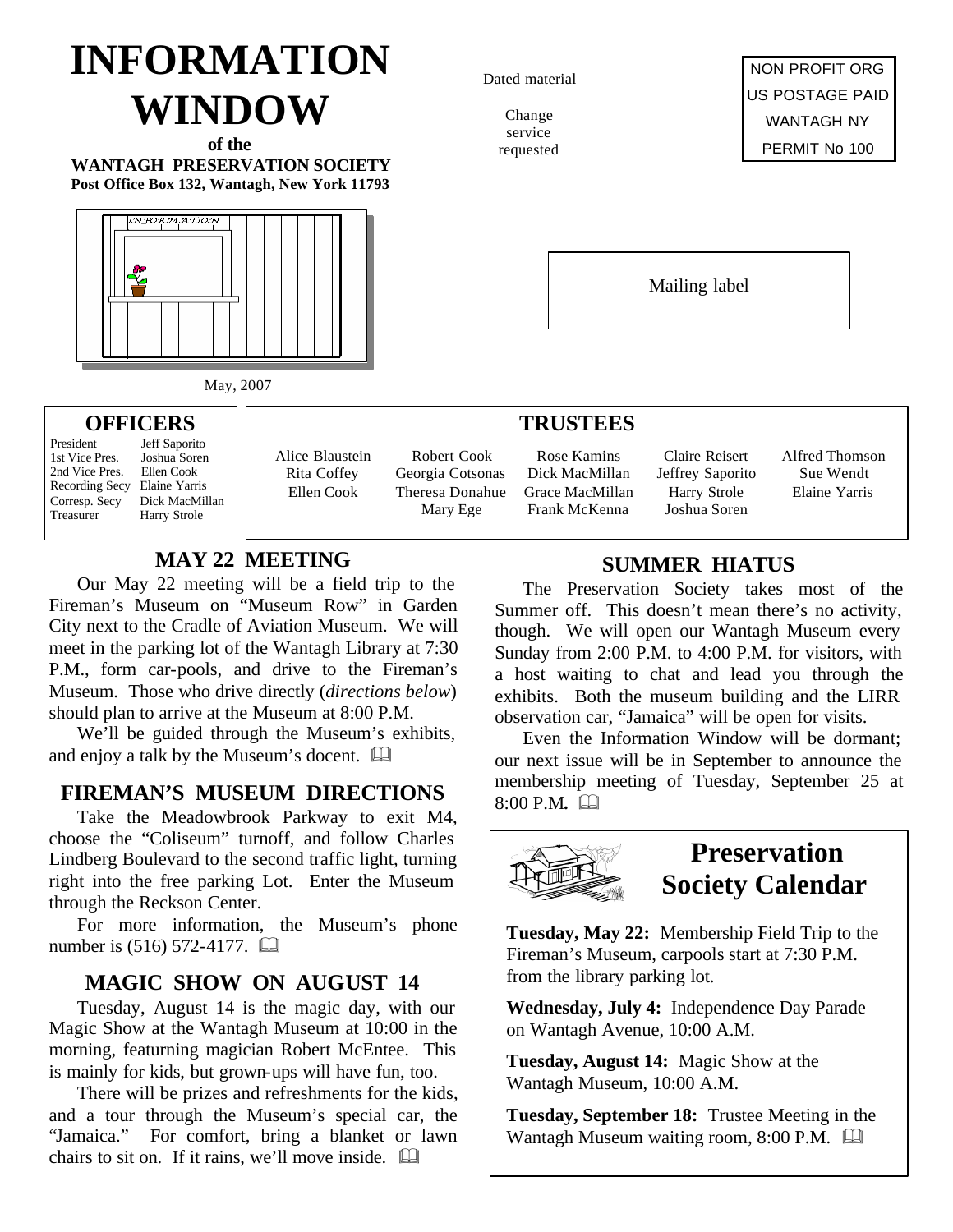# INFORMATION WINDOW

**of the**

**WANTAGH PRESERVATION SOCIETY**

**Post Office Box 132, Wantagh, New York 11793**

Dated material

Change service requested

NON PROFIT ORG
US POSTAGE PAID
WANTAGH NY
PERMIT No 100

Mailing label

May, 2007

## OFFICERS

| | |
|---|---|
| President | Jeff Saporito |
| 1st Vice Pres. | Joshua Soren |
| 2nd Vice Pres. | Ellen Cook |
| Recording Secy | Elaine Yarris |
| Corresp. Secy | Dick MacMillan |
| Treasurer | Harry Strole |

## TRUSTEES

| | | | | |
|---|---|---|---|---|
| Alice Blaustein | Robert Cook | Rose Kamins | Claire Reisert | Alfred Thomson |
| Rita Coffey | Georgia Cotsonas | Dick MacMillan | Jeffrey Saporito | Sue Wendt |
| Ellen Cook | Theresa Donahue | Grace MacMillan | Harry Strole | Elaine Yarris |
| | Mary Ege | Frank McKenna | Joshua Soren | |

## MAY 22 MEETING

Our May 22 meeting will be a field trip to the Fireman's Museum on "Museum Row" in Garden City next to the Cradle of Aviation Museum. We will meet in the parking lot of the Wantagh Library at 7:30 P.M., form car-pools, and drive to the Fireman's Museum. Those who drive directly (*directions below*) should plan to arrive at the Museum at 8:00 P.M.

We'll be guided through the Museum's exhibits, and enjoy a talk by the Museum's docent.

## FIREMAN'S MUSEUM DIRECTIONS

Take the Meadowbrook Parkway to exit M4, choose the "Coliseum" turnoff, and follow Charles Lindberg Boulevard to the second traffic light, turning right into the free parking Lot. Enter the Museum through the Reckson Center.

For more information, the Museum's phone number is (516) 572-4177.

## MAGIC SHOW ON AUGUST 14

Tuesday, August 14 is the magic day, with our Magic Show at the Wantagh Museum at 10:00 in the morning, featuring magician Robert McEntee. This is mainly for kids, but grown-ups will have fun, too.

There will be prizes and refreshments for the kids, and a tour through the Museum's special car, the "Jamaica." For comfort, bring a blanket or lawn chairs to sit on. If it rains, we'll move inside.

## SUMMER HIATUS

The Preservation Society takes most of the Summer off. This doesn't mean there's no activity, though. We will open our Wantagh Museum every Sunday from 2:00 P.M. to 4:00 P.M. for visitors, with a host waiting to chat and lead you through the exhibits. Both the museum building and the LIRR observation car, "Jamaica" will be open for visits.

Even the Information Window will be dormant; our next issue will be in September to announce the membership meeting of Tuesday, September 25 at 8:00 P.M.

## Preservation Society Calendar

**Tuesday, May 22:** Membership Field Trip to the Fireman's Museum, carpools start at 7:30 P.M. from the library parking lot.

**Wednesday, July 4:** Independence Day Parade on Wantagh Avenue, 10:00 A.M.

**Tuesday, August 14:** Magic Show at the Wantagh Museum, 10:00 A.M.

**Tuesday, September 18:** Trustee Meeting in the Wantagh Museum waiting room, 8:00 P.M.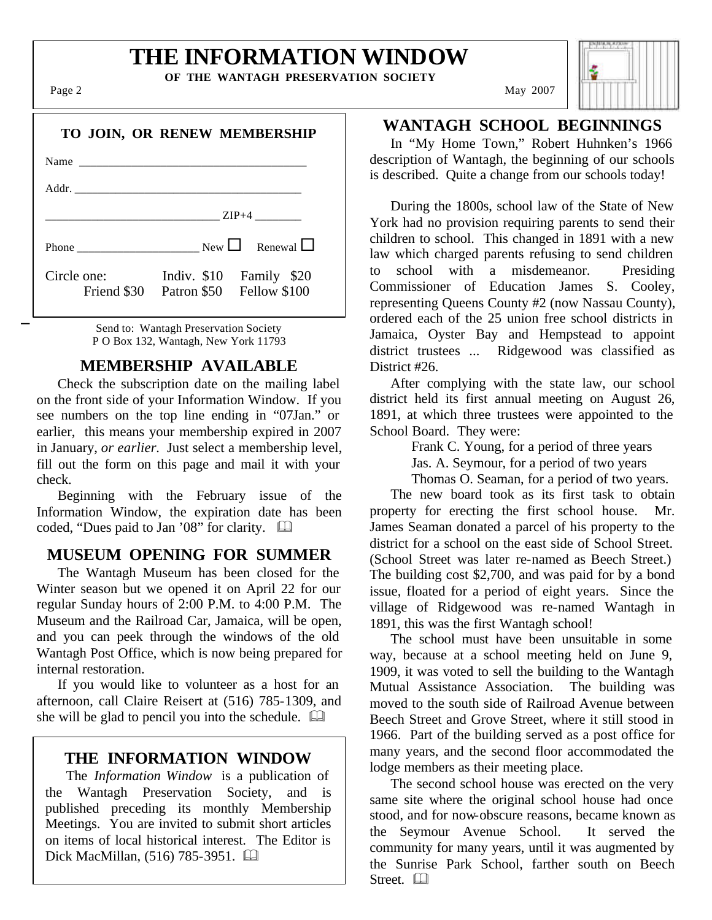# THE INFORMATION WINDOW

**OF THE WANTAGH PRESERVATION SOCIETY**

May 2007

### TO JOIN, OR RENEW MEMBERSHIP

Name ____________________________________

Addr. ____________________________________

____________________________ ZIP+4 ________

Phone ____________________ New ☐ Renewal ☐

Circle one: Indiv. $10 Family $20
Friend $30 Patron $50 Fellow $100

Send to: Wantagh Preservation Society
P O Box 132, Wantagh, New York 11793

## MEMBERSHIP AVAILABLE

Check the subscription date on the mailing label on the front side of your Information Window. If you see numbers on the top line ending in "07Jan." or earlier, this means your membership expired in 2007 in January, *or earlier.* Just select a membership level, fill out the form on this page and mail it with your check.

Beginning with the February issue of the Information Window, the expiration date has been coded, "Dues paid to Jan '08" for clarity. 🕮

## MUSEUM OPENING FOR SUMMER

The Wantagh Museum has been closed for the Winter season but we opened it on April 22 for our regular Sunday hours of 2:00 P.M. to 4:00 P.M. The Museum and the Railroad Car, Jamaica, will be open, and you can peek through the windows of the old Wantagh Post Office, which is now being prepared for internal restoration.

If you would like to volunteer as a host for an afternoon, call Claire Reisert at (516) 785-1309, and she will be glad to pencil you into the schedule. 🕮

## THE INFORMATION WINDOW

The *Information Window* is a publication of the Wantagh Preservation Society, and is published preceding its monthly Membership Meetings. You are invited to submit short articles on items of local historical interest. The Editor is Dick MacMillan, (516) 785-3951. 🕮

## WANTAGH SCHOOL BEGINNINGS

In "My Home Town," Robert Huhnken's 1966 description of Wantagh, the beginning of our schools is described. Quite a change from our schools today!

During the 1800s, school law of the State of New York had no provision requiring parents to send their children to school. This changed in 1891 with a new law which charged parents refusing to send children to school with a misdemeanor. Presiding Commissioner of Education James S. Cooley, representing Queens County #2 (now Nassau County), ordered each of the 25 union free school districts in Jamaica, Oyster Bay and Hempstead to appoint district trustees ... Ridgewood was classified as District #26.

After complying with the state law, our school district held its first annual meeting on August 26, 1891, at which three trustees were appointed to the School Board. They were:

Frank C. Young, for a period of three years
Jas. A. Seymour, for a period of two years
Thomas O. Seaman, for a period of two years.

The new board took as its first task to obtain property for erecting the first school house. Mr. James Seaman donated a parcel of his property to the district for a school on the east side of School Street. (School Street was later re-named as Beech Street.) The building cost $2,700, and was paid for by a bond issue, floated for a period of eight years. Since the village of Ridgewood was re-named Wantagh in 1891, this was the first Wantagh school!

The school must have been unsuitable in some way, because at a school meeting held on June 9, 1909, it was voted to sell the building to the Wantagh Mutual Assistance Association. The building was moved to the south side of Railroad Avenue between Beech Street and Grove Street, where it still stood in 1966. Part of the building served as a post office for many years, and the second floor accommodated the lodge members as their meeting place.

The second school house was erected on the very same site where the original school house had once stood, and for now-obscure reasons, became known as the Seymour Avenue School. It served the community for many years, until it was augmented by the Sunrise Park School, farther south on Beech Street. 🕮